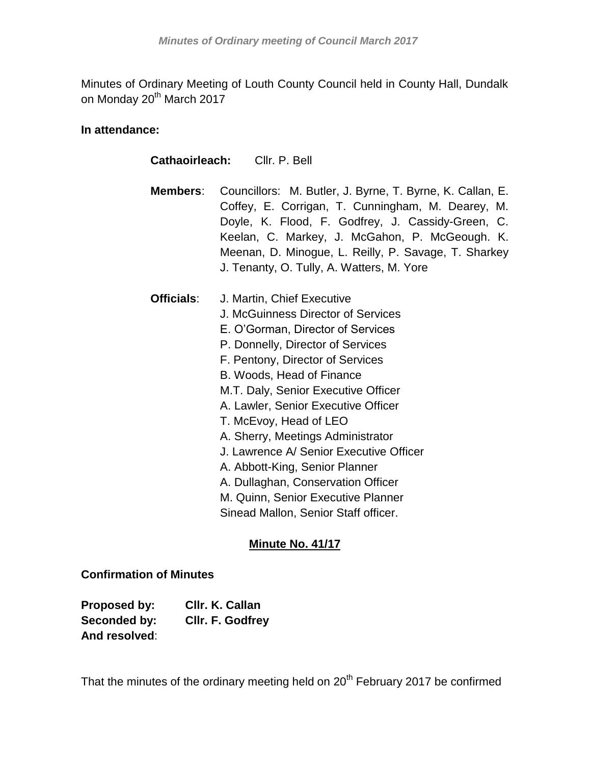Minutes of Ordinary Meeting of Louth County Council held in County Hall, Dundalk on Monday 20th March 2017

**In attendance:**

**Cathaoirleach:** Cllr. P. Bell

**Members**: Councillors: M. Butler, J. Byrne, T. Byrne, K. Callan, E. Coffey, E. Corrigan, T. Cunningham, M. Dearey, M. Doyle, K. Flood, F. Godfrey, J. Cassidy-Green, C. Keelan, C. Markey, J. McGahon, P. McGeough. K. Meenan, D. Minogue, L. Reilly, P. Savage, T. Sharkey J. Tenanty, O. Tully, A. Watters, M. Yore

**Officials**: J. Martin, Chief Executive
J. McGuinness Director of Services
E. O'Gorman, Director of Services
P. Donnelly, Director of Services
F. Pentony, Director of Services
B. Woods, Head of Finance
M.T. Daly, Senior Executive Officer
A. Lawler, Senior Executive Officer
T. McEvoy, Head of LEO
A. Sherry, Meetings Administrator
J. Lawrence A/ Senior Executive Officer
A. Abbott-King, Senior Planner
A. Dullaghan, Conservation Officer
M. Quinn, Senior Executive Planner
Sinead Mallon, Senior Staff officer.

## Minute No. 41/17

**Confirmation of Minutes**

**Proposed by:** **Cllr. K. Callan**
**Seconded by:** **Cllr. F. Godfrey**
**And resolved**:

That the minutes of the ordinary meeting held on 20th February 2017 be confirmed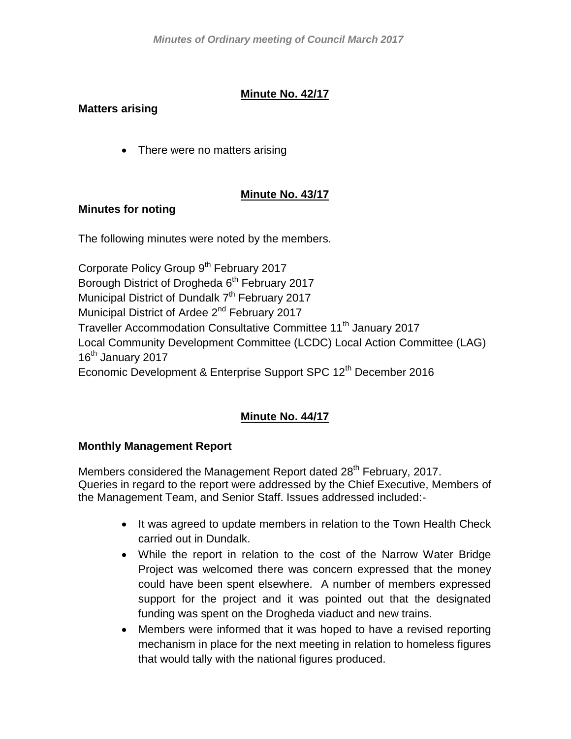## Minute No. 42/17

**Matters arising**

- There were no matters arising

## Minute No. 43/17

**Minutes for noting**

The following minutes were noted by the members.

Corporate Policy Group 9th February 2017
Borough District of Drogheda 6th February 2017
Municipal District of Dundalk 7th February 2017
Municipal District of Ardee 2nd February 2017
Traveller Accommodation Consultative Committee 11th January 2017
Local Community Development Committee (LCDC) Local Action Committee (LAG) 16th January 2017
Economic Development & Enterprise Support SPC 12th December 2016

## Minute No. 44/17

**Monthly Management Report**

Members considered the Management Report dated 28th February, 2017.
Queries in regard to the report were addressed by the Chief Executive, Members of the Management Team, and Senior Staff. Issues addressed included:-

- It was agreed to update members in relation to the Town Health Check carried out in Dundalk.
- While the report in relation to the cost of the Narrow Water Bridge Project was welcomed there was concern expressed that the money could have been spent elsewhere. A number of members expressed support for the project and it was pointed out that the designated funding was spent on the Drogheda viaduct and new trains.
- Members were informed that it was hoped to have a revised reporting mechanism in place for the next meeting in relation to homeless figures that would tally with the national figures produced.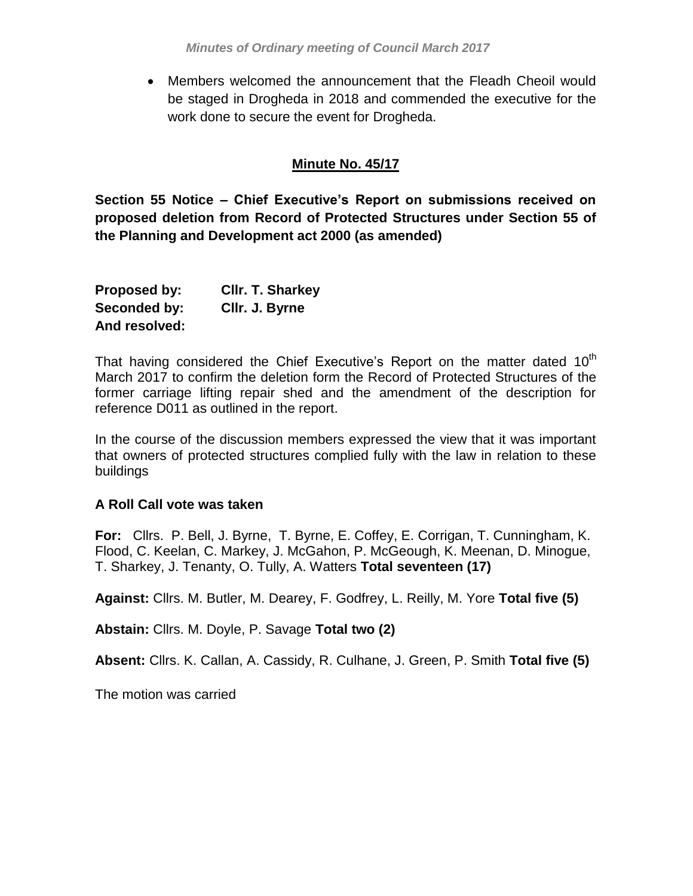- Members welcomed the announcement that the Fleadh Cheoil would be staged in Drogheda in 2018 and commended the executive for the work done to secure the event for Drogheda.

## Minute No. 45/17

**Section 55 Notice – Chief Executive's Report on submissions received on proposed deletion from Record of Protected Structures under Section 55 of the Planning and Development act 2000 (as amended)**

**Proposed by:** **Cllr. T. Sharkey**
**Seconded by:** **Cllr. J. Byrne**
**And resolved:**

That having considered the Chief Executive's Report on the matter dated 10th March 2017 to confirm the deletion form the Record of Protected Structures of the former carriage lifting repair shed and the amendment of the description for reference D011 as outlined in the report.

In the course of the discussion members expressed the view that it was important that owners of protected structures complied fully with the law in relation to these buildings

**A Roll Call vote was taken**

**For:** Cllrs. P. Bell, J. Byrne, T. Byrne, E. Coffey, E. Corrigan, T. Cunningham, K. Flood, C. Keelan, C. Markey, J. McGahon, P. McGeough, K. Meenan, D. Minogue, T. Sharkey, J. Tenanty, O. Tully, A. Watters **Total seventeen (17)**

**Against:** Cllrs. M. Butler, M. Dearey, F. Godfrey, L. Reilly, M. Yore **Total five (5)**

**Abstain:** Cllrs. M. Doyle, P. Savage **Total two (2)**

**Absent:** Cllrs. K. Callan, A. Cassidy, R. Culhane, J. Green, P. Smith **Total five (5)**

The motion was carried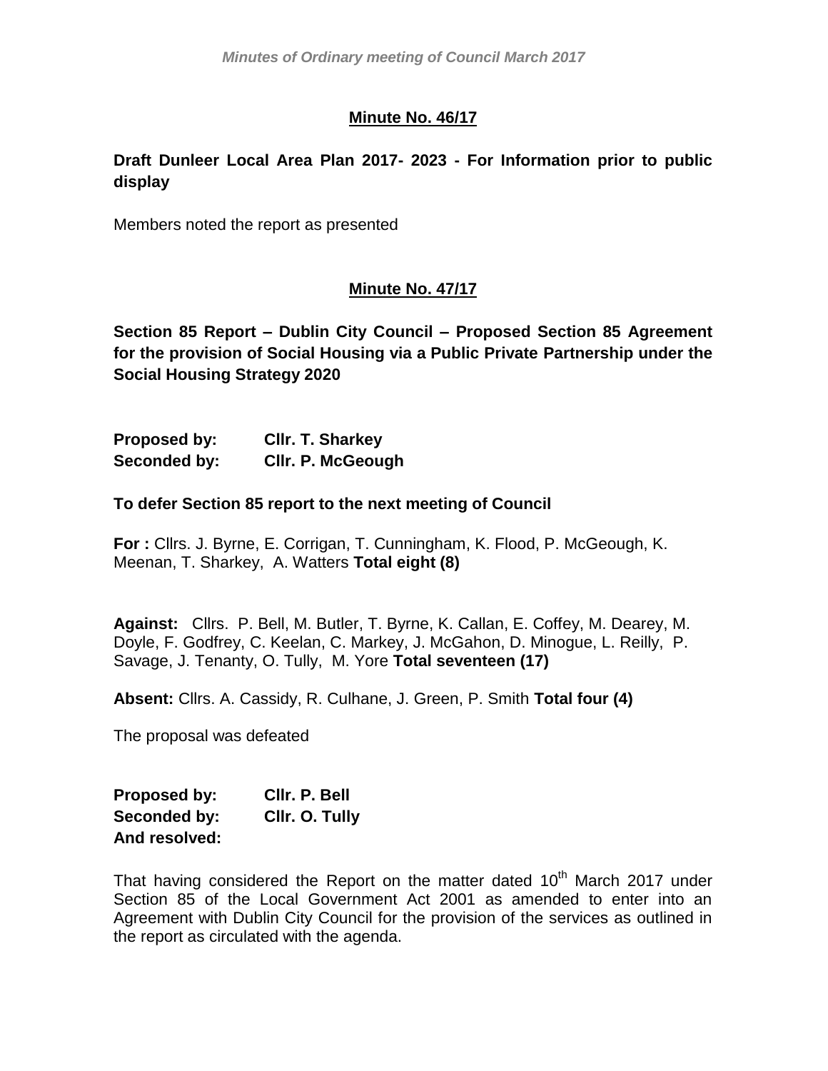## Minute No. 46/17

**Draft Dunleer Local Area Plan 2017- 2023 - For Information prior to public display**

Members noted the report as presented

## Minute No. 47/17

**Section 85 Report – Dublin City Council – Proposed Section 85 Agreement for the provision of Social Housing via a Public Private Partnership under the Social Housing Strategy 2020**

**Proposed by:** **Cllr. T. Sharkey**
**Seconded by:** **Cllr. P. McGeough**

**To defer Section 85 report to the next meeting of Council**

**For :** Cllrs. J. Byrne, E. Corrigan, T. Cunningham, K. Flood, P. McGeough, K. Meenan, T. Sharkey, A. Watters **Total eight (8)**

**Against:** Cllrs. P. Bell, M. Butler, T. Byrne, K. Callan, E. Coffey, M. Dearey, M. Doyle, F. Godfrey, C. Keelan, C. Markey, J. McGahon, D. Minogue, L. Reilly, P. Savage, J. Tenanty, O. Tully, M. Yore **Total seventeen (17)**

**Absent:** Cllrs. A. Cassidy, R. Culhane, J. Green, P. Smith **Total four (4)**

The proposal was defeated

**Proposed by:** **Cllr. P. Bell**
**Seconded by:** **Cllr. O. Tully**
**And resolved:**

That having considered the Report on the matter dated 10th March 2017 under Section 85 of the Local Government Act 2001 as amended to enter into an Agreement with Dublin City Council for the provision of the services as outlined in the report as circulated with the agenda.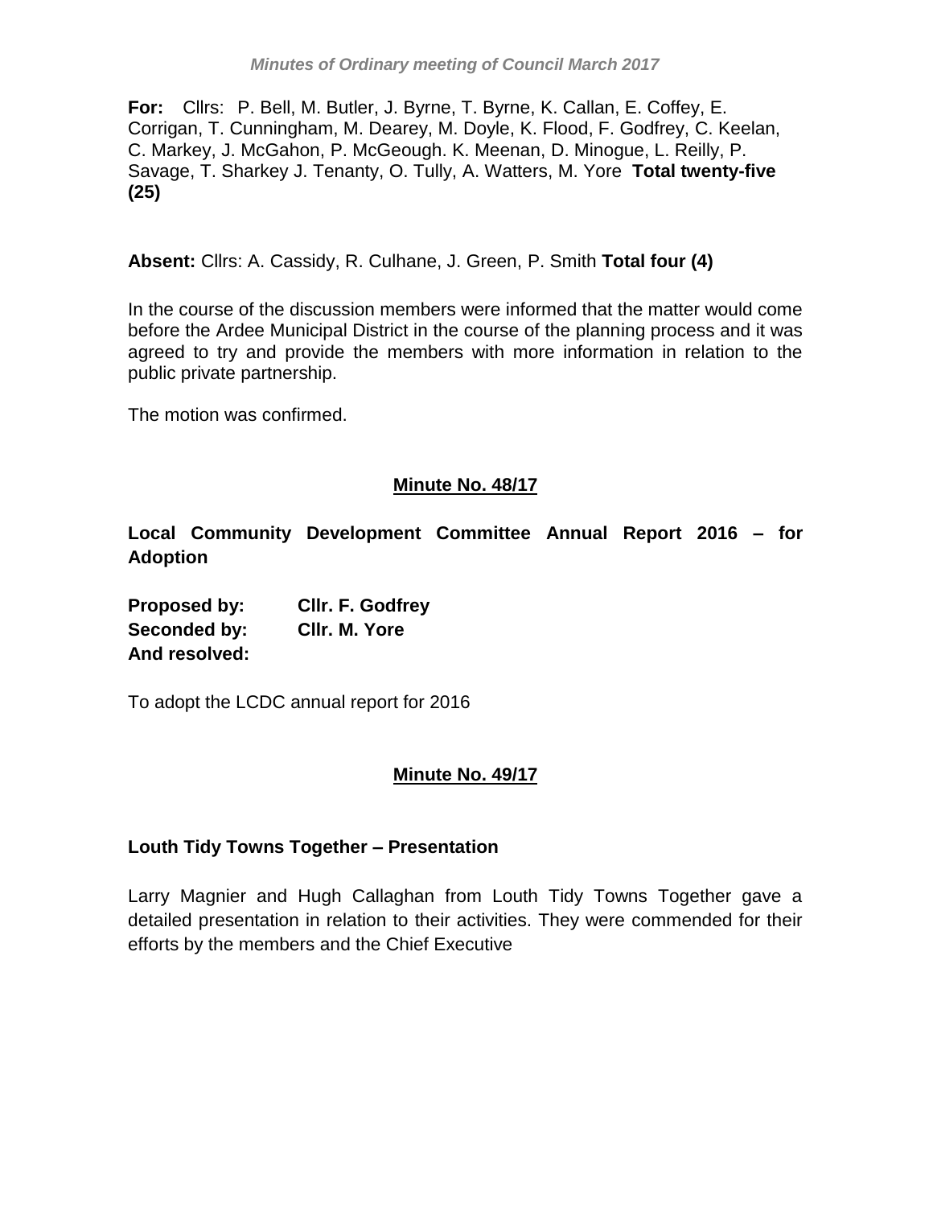**For:** Cllrs: P. Bell, M. Butler, J. Byrne, T. Byrne, K. Callan, E. Coffey, E. Corrigan, T. Cunningham, M. Dearey, M. Doyle, K. Flood, F. Godfrey, C. Keelan, C. Markey, J. McGahon, P. McGeough. K. Meenan, D. Minogue, L. Reilly, P. Savage, T. Sharkey J. Tenanty, O. Tully, A. Watters, M. Yore **Total twenty-five (25)**

**Absent:** Cllrs: A. Cassidy, R. Culhane, J. Green, P. Smith **Total four (4)**

In the course of the discussion members were informed that the matter would come before the Ardee Municipal District in the course of the planning process and it was agreed to try and provide the members with more information in relation to the public private partnership.

The motion was confirmed.

## Minute No. 48/17

**Local Community Development Committee Annual Report 2016 – for Adoption**

**Proposed by:** **Cllr. F. Godfrey**
**Seconded by:** **Cllr. M. Yore**
**And resolved:**

To adopt the LCDC annual report for 2016

## Minute No. 49/17

**Louth Tidy Towns Together – Presentation**

Larry Magnier and Hugh Callaghan from Louth Tidy Towns Together gave a detailed presentation in relation to their activities. They were commended for their efforts by the members and the Chief Executive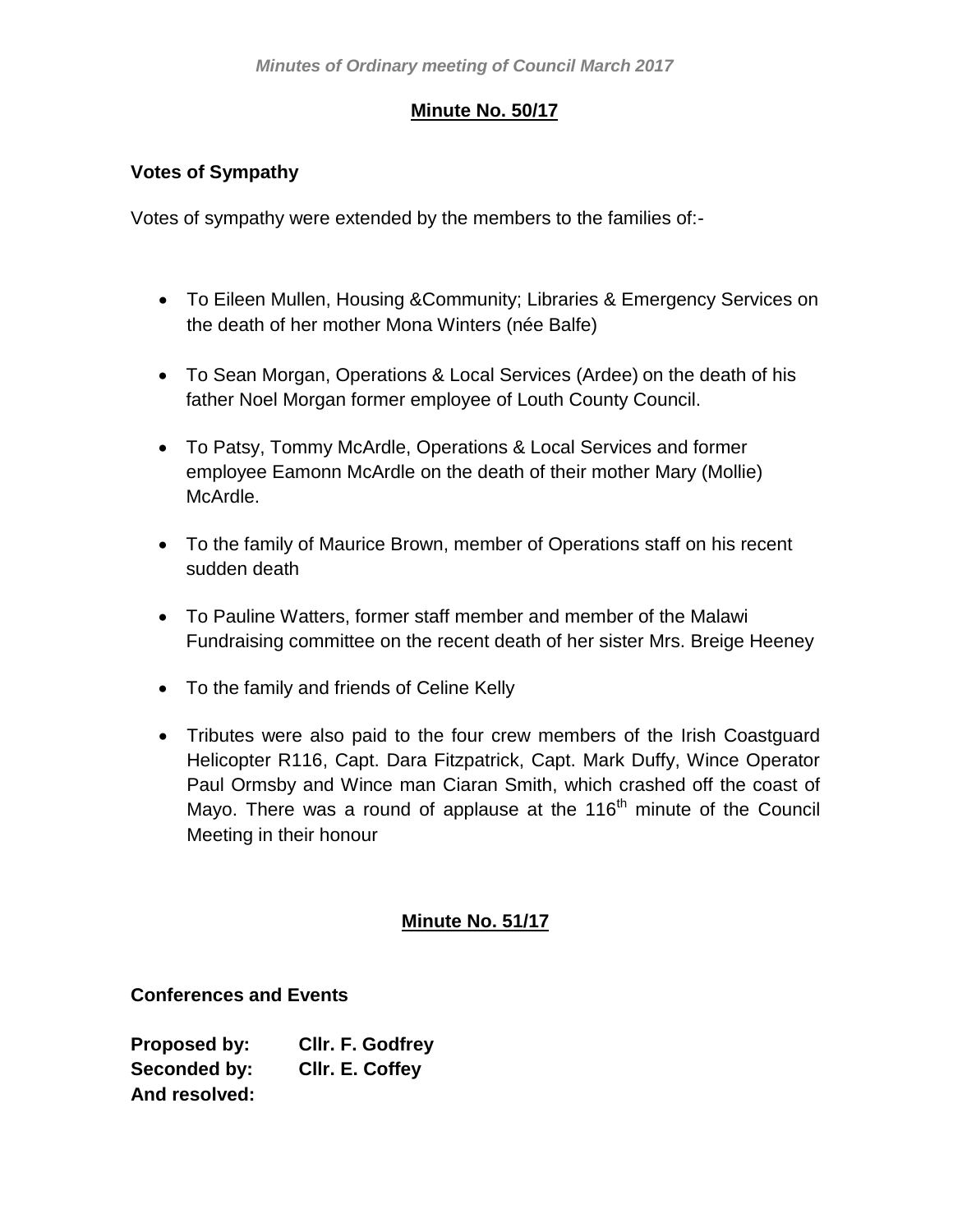## Minute No. 50/17

**Votes of Sympathy**

Votes of sympathy were extended by the members to the families of:-

- To Eileen Mullen, Housing &Community; Libraries & Emergency Services on the death of her mother Mona Winters (née Balfe)
- To Sean Morgan, Operations & Local Services (Ardee) on the death of his father Noel Morgan former employee of Louth County Council.
- To Patsy, Tommy McArdle, Operations & Local Services and former employee Eamonn McArdle on the death of their mother Mary (Mollie) McArdle.
- To the family of Maurice Brown, member of Operations staff on his recent sudden death
- To Pauline Watters, former staff member and member of the Malawi Fundraising committee on the recent death of her sister Mrs. Breige Heeney
- To the family and friends of Celine Kelly
- Tributes were also paid to the four crew members of the Irish Coastguard Helicopter R116, Capt. Dara Fitzpatrick, Capt. Mark Duffy, Wince Operator Paul Ormsby and Wince man Ciaran Smith, which crashed off the coast of Mayo. There was a round of applause at the 116th minute of the Council Meeting in their honour

## Minute No. 51/17

**Conferences and Events**

**Proposed by:** **Cllr. F. Godfrey**
**Seconded by:** **Cllr. E. Coffey**
**And resolved:**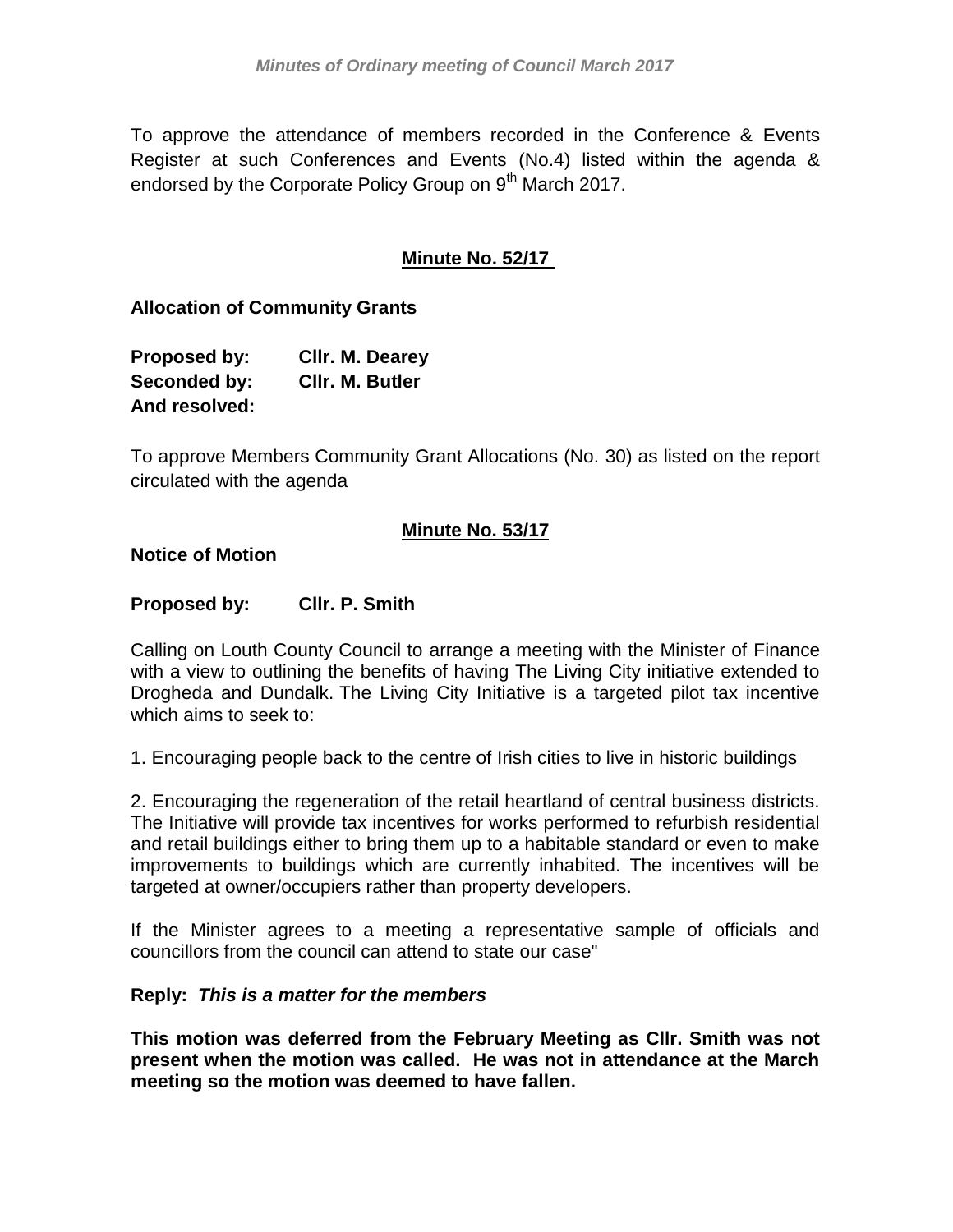To approve the attendance of members recorded in the Conference & Events Register at such Conferences and Events (No.4) listed within the agenda & endorsed by the Corporate Policy Group on 9th March 2017.

**Minute No. 52/17**

**Allocation of Community Grants**

**Proposed by:** **Cllr. M. Dearey**
**Seconded by:** **Cllr. M. Butler**
**And resolved:**

To approve Members Community Grant Allocations (No. 30) as listed on the report circulated with the agenda

**Minute No. 53/17**

**Notice of Motion**

**Proposed by:** **Cllr. P. Smith**

Calling on Louth County Council to arrange a meeting with the Minister of Finance with a view to outlining the benefits of having The Living City initiative extended to Drogheda and Dundalk. The Living City Initiative is a targeted pilot tax incentive which aims to seek to:

1. Encouraging people back to the centre of Irish cities to live in historic buildings

2. Encouraging the regeneration of the retail heartland of central business districts. The Initiative will provide tax incentives for works performed to refurbish residential and retail buildings either to bring them up to a habitable standard or even to make improvements to buildings which are currently inhabited. The incentives will be targeted at owner/occupiers rather than property developers.

If the Minister agrees to a meeting a representative sample of officials and councillors from the council can attend to state our case"

**Reply:** ***This is a matter for the members***

**This motion was deferred from the February Meeting as Cllr. Smith was not present when the motion was called. He was not in attendance at the March meeting so the motion was deemed to have fallen.**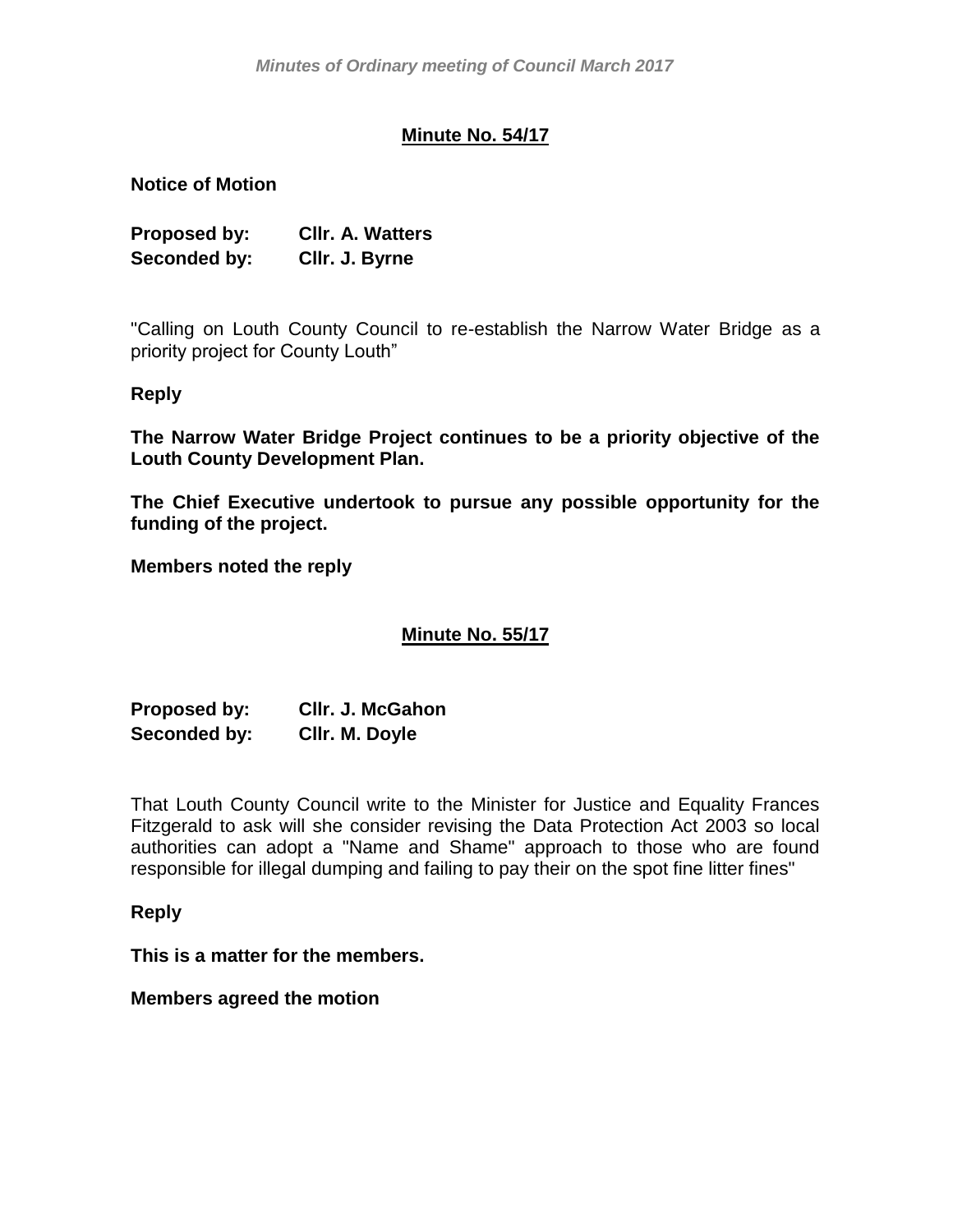## Minute No. 54/17

**Notice of Motion**

**Proposed by:** **Cllr. A. Watters**
**Seconded by:** **Cllr. J. Byrne**

"Calling on Louth County Council to re-establish the Narrow Water Bridge as a priority project for County Louth"

**Reply**

**The Narrow Water Bridge Project continues to be a priority objective of the Louth County Development Plan.**

**The Chief Executive undertook to pursue any possible opportunity for the funding of the project.**

**Members noted the reply**

## Minute No. 55/17

**Proposed by:** **Cllr. J. McGahon**
**Seconded by:** **Cllr. M. Doyle**

That Louth County Council write to the Minister for Justice and Equality Frances Fitzgerald to ask will she consider revising the Data Protection Act 2003 so local authorities can adopt a "Name and Shame" approach to those who are found responsible for illegal dumping and failing to pay their on the spot fine litter fines"

**Reply**

**This is a matter for the members.**

**Members agreed the motion**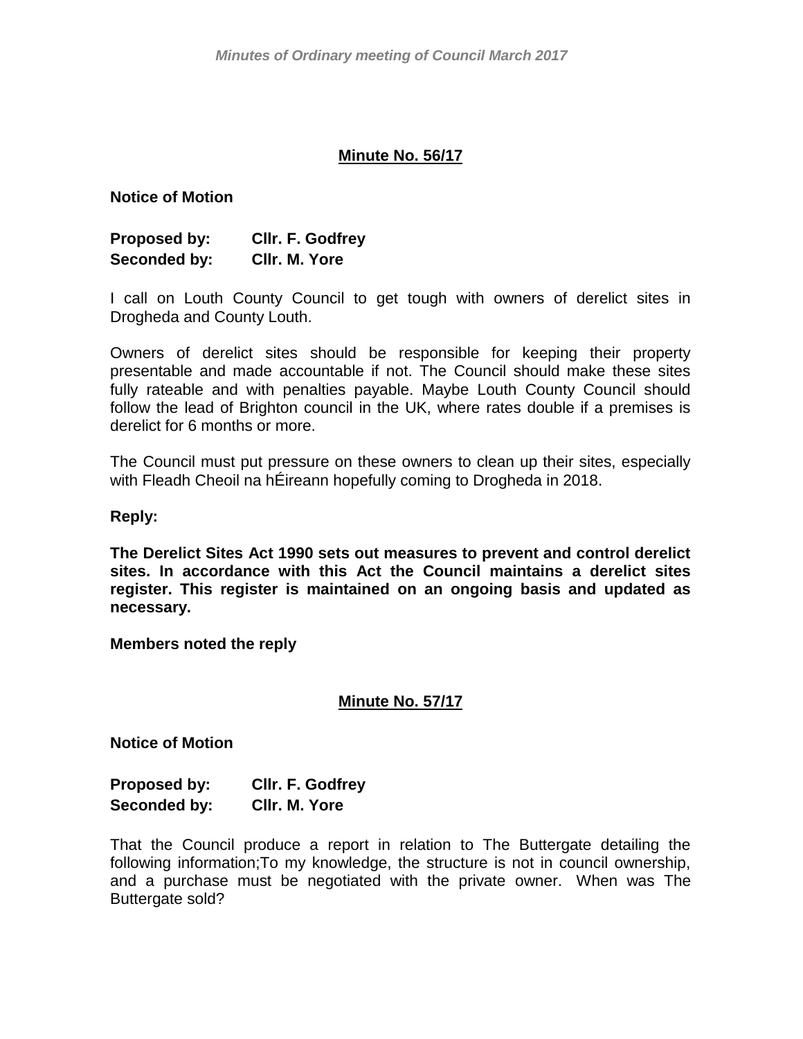## Minute No. 56/17

**Notice of Motion**

**Proposed by:** **Cllr. F. Godfrey**
**Seconded by:** **Cllr. M. Yore**

I call on Louth County Council to get tough with owners of derelict sites in Drogheda and County Louth.

Owners of derelict sites should be responsible for keeping their property presentable and made accountable if not. The Council should make these sites fully rateable and with penalties payable. Maybe Louth County Council should follow the lead of Brighton council in the UK, where rates double if a premises is derelict for 6 months or more.

The Council must put pressure on these owners to clean up their sites, especially with Fleadh Cheoil na hÉireann hopefully coming to Drogheda in 2018.

**Reply:**

**The Derelict Sites Act 1990 sets out measures to prevent and control derelict sites. In accordance with this Act the Council maintains a derelict sites register. This register is maintained on an ongoing basis and updated as necessary.**

**Members noted the reply**

## Minute No. 57/17

**Notice of Motion**

**Proposed by:** **Cllr. F. Godfrey**
**Seconded by:** **Cllr. M. Yore**

That the Council produce a report in relation to The Buttergate detailing the following information;To my knowledge, the structure is not in council ownership, and a purchase must be negotiated with the private owner. When was The Buttergate sold?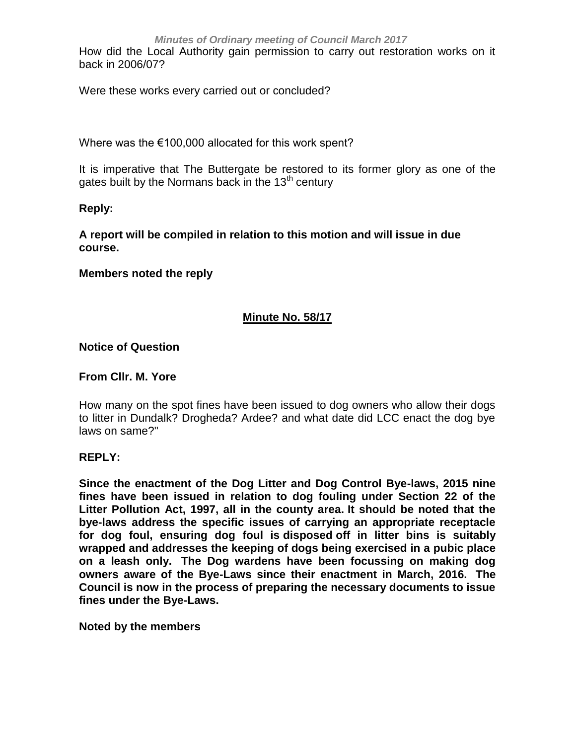How did the Local Authority gain permission to carry out restoration works on it back in 2006/07?

Were these works every carried out or concluded?

Where was the €100,000 allocated for this work spent?

It is imperative that The Buttergate be restored to its former glory as one of the gates built by the Normans back in the 13th century

**Reply:**

**A report will be compiled in relation to this motion and will issue in due course.**

**Members noted the reply**

## Minute No. 58/17

**Notice of Question**

**From Cllr. M. Yore**

How many on the spot fines have been issued to dog owners who allow their dogs to litter in Dundalk? Drogheda? Ardee? and what date did LCC enact the dog bye laws on same?"

**REPLY:**

**Since the enactment of the Dog Litter and Dog Control Bye-laws, 2015 nine fines have been issued in relation to dog fouling under Section 22 of the Litter Pollution Act, 1997, all in the county area. It should be noted that the bye-laws address the specific issues of carrying an appropriate receptacle for dog foul, ensuring dog foul is disposed off in litter bins is suitably wrapped and addresses the keeping of dogs being exercised in a pubic place on a leash only. The Dog wardens have been focussing on making dog owners aware of the Bye-Laws since their enactment in March, 2016. The Council is now in the process of preparing the necessary documents to issue fines under the Bye-Laws.**

**Noted by the members**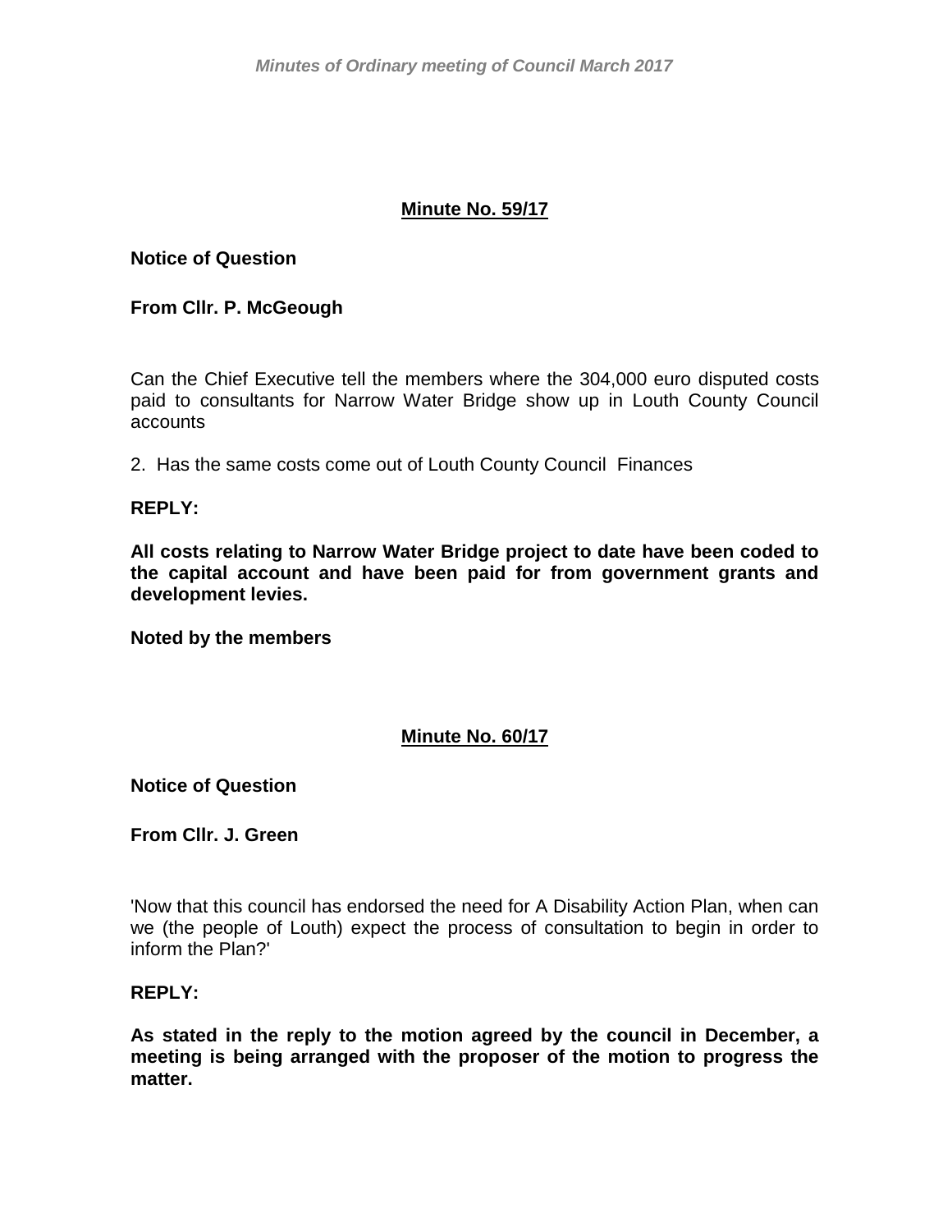**Minute No. 59/17**

**Notice of Question**

**From Cllr. P. McGeough**

Can the Chief Executive tell the members where the 304,000 euro disputed costs paid to consultants for Narrow Water Bridge show up in Louth County Council accounts

2. Has the same costs come out of Louth County Council Finances

**REPLY:**

**All costs relating to Narrow Water Bridge project to date have been coded to the capital account and have been paid for from government grants and development levies.**

**Noted by the members**

**Minute No. 60/17**

**Notice of Question**

**From Cllr. J. Green**

'Now that this council has endorsed the need for A Disability Action Plan, when can we (the people of Louth) expect the process of consultation to begin in order to inform the Plan?'

**REPLY:**

**As stated in the reply to the motion agreed by the council in December, a meeting is being arranged with the proposer of the motion to progress the matter.**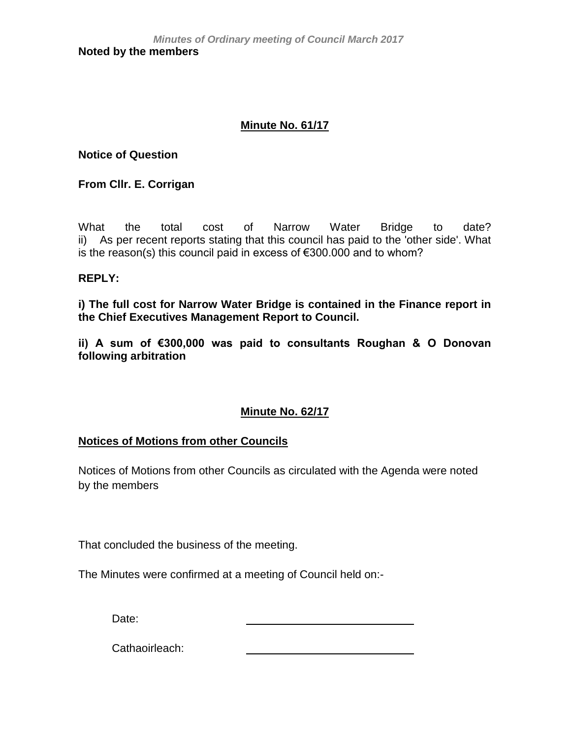**Noted by the members**

## Minute No. 61/17

**Notice of Question**

**From Cllr. E. Corrigan**

What the total cost of Narrow Water Bridge to date?
ii) As per recent reports stating that this council has paid to the 'other side'. What is the reason(s) this council paid in excess of €300.000 and to whom?

**REPLY:**

**i) The full cost for Narrow Water Bridge is contained in the Finance report in the Chief Executives Management Report to Council.**

**ii) A sum of €300,000 was paid to consultants Roughan & O Donovan following arbitration**

## Minute No. 62/17

**Notices of Motions from other Councils**

Notices of Motions from other Councils as circulated with the Agenda were noted by the members

That concluded the business of the meeting.

The Minutes were confirmed at a meeting of Council held on:-

Date: \_\_\_\_\_\_\_\_\_\_\_\_\_\_\_\_\_\_\_\_\_\_\_\_\_\_\_\_

Cathaoirleach: \_\_\_\_\_\_\_\_\_\_\_\_\_\_\_\_\_\_\_\_\_\_\_\_\_\_\_\_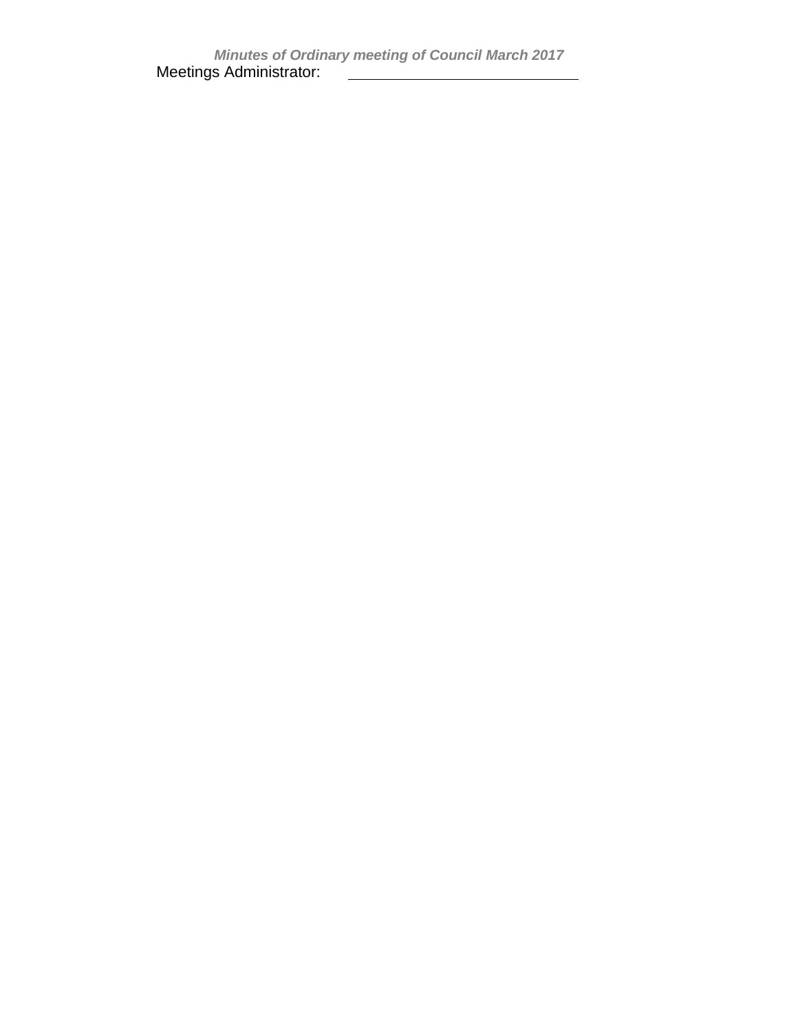Meetings Administrator: \_\_\_\_\_\_\_\_\_\_\_\_\_\_\_\_\_\_\_\_\_\_\_\_\_\_\_\_